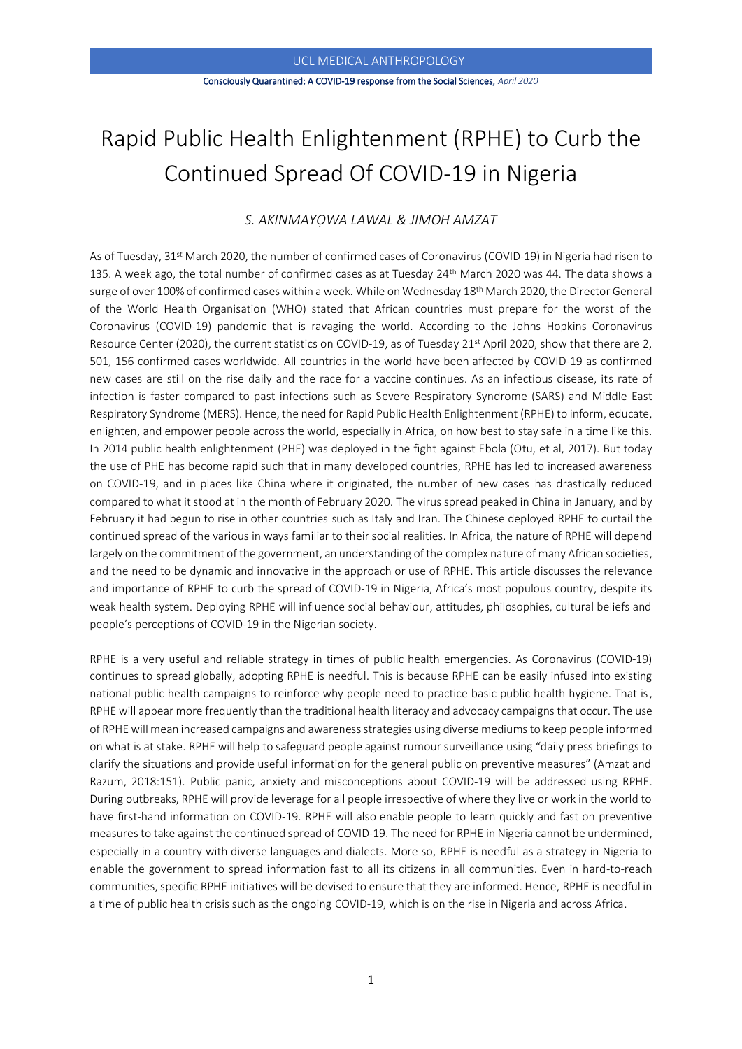# Rapid Public Health Enlightenment (RPHE) to Curb the Continued Spread Of COVID-19 in Nigeria

*S. AKINMAYỌWA LAWAL & JIMOH AMZAT*

As of Tuesday, 31st March 2020, the number of confirmed cases of Coronavirus (COVID-19) in Nigeria had risen to 135. A week ago, the total number of confirmed cases as at Tuesday 24th March 2020 was 44. The data shows a surge of over 100% of confirmed cases within a week. While on Wednesday 18th March 2020, the Director General of the World Health Organisation (WHO) stated that African countries must prepare for the worst of the Coronavirus (COVID-19) pandemic that is ravaging the world. According to the Johns Hopkins Coronavirus Resource Center (2020), the current statistics on COVID-19, as of Tuesday 21st April 2020, show that there are 2, 501, 156 confirmed cases worldwide. All countries in the world have been affected by COVID-19 as confirmed new cases are still on the rise daily and the race for a vaccine continues. As an infectious disease, its rate of infection is faster compared to past infections such as Severe Respiratory Syndrome (SARS) and Middle East Respiratory Syndrome (MERS). Hence, the need for Rapid Public Health Enlightenment (RPHE) to inform, educate, enlighten, and empower people across the world, especially in Africa, on how best to stay safe in a time like this. In 2014 public health enlightenment (PHE) was deployed in the fight against Ebola (Otu, et al, 2017). But today the use of PHE has become rapid such that in many developed countries, RPHE has led to increased awareness on COVID-19, and in places like China where it originated, the number of new cases has drastically reduced compared to what it stood at in the month of February 2020. The virus spread peaked in China in January, and by February it had begun to rise in other countries such as Italy and Iran. The Chinese deployed RPHE to curtail the continued spread of the various in ways familiar to their social realities. In Africa, the nature of RPHE will depend largely on the commitment of the government, an understanding of the complex nature of many African societies, and the need to be dynamic and innovative in the approach or use of RPHE. This article discusses the relevance and importance of RPHE to curb the spread of COVID-19 in Nigeria, Africa's most populous country, despite its weak health system. Deploying RPHE will influence social behaviour, attitudes, philosophies, cultural beliefs and people's perceptions of COVID-19 in the Nigerian society.

RPHE is a very useful and reliable strategy in times of public health emergencies. As Coronavirus (COVID-19) continues to spread globally, adopting RPHE is needful. This is because RPHE can be easily infused into existing national public health campaigns to reinforce why people need to practice basic public health hygiene. That is, RPHE will appear more frequently than the traditional health literacy and advocacy campaigns that occur. The use of RPHE will mean increased campaigns and awareness strategies using diverse mediums to keep people informed on what is at stake. RPHE will help to safeguard people against rumour surveillance using "daily press briefings to clarify the situations and provide useful information for the general public on preventive measures" (Amzat and Razum, 2018:151). Public panic, anxiety and misconceptions about COVID-19 will be addressed using RPHE. During outbreaks, RPHE will provide leverage for all people irrespective of where they live or work in the world to have first-hand information on COVID-19. RPHE will also enable people to learn quickly and fast on preventive measures to take against the continued spread of COVID-19. The need for RPHE in Nigeria cannot be undermined, especially in a country with diverse languages and dialects. More so, RPHE is needful as a strategy in Nigeria to enable the government to spread information fast to all its citizens in all communities. Even in hard-to-reach communities, specific RPHE initiatives will be devised to ensure that they are informed. Hence, RPHE is needful in a time of public health crisis such as the ongoing COVID-19, which is on the rise in Nigeria and across Africa.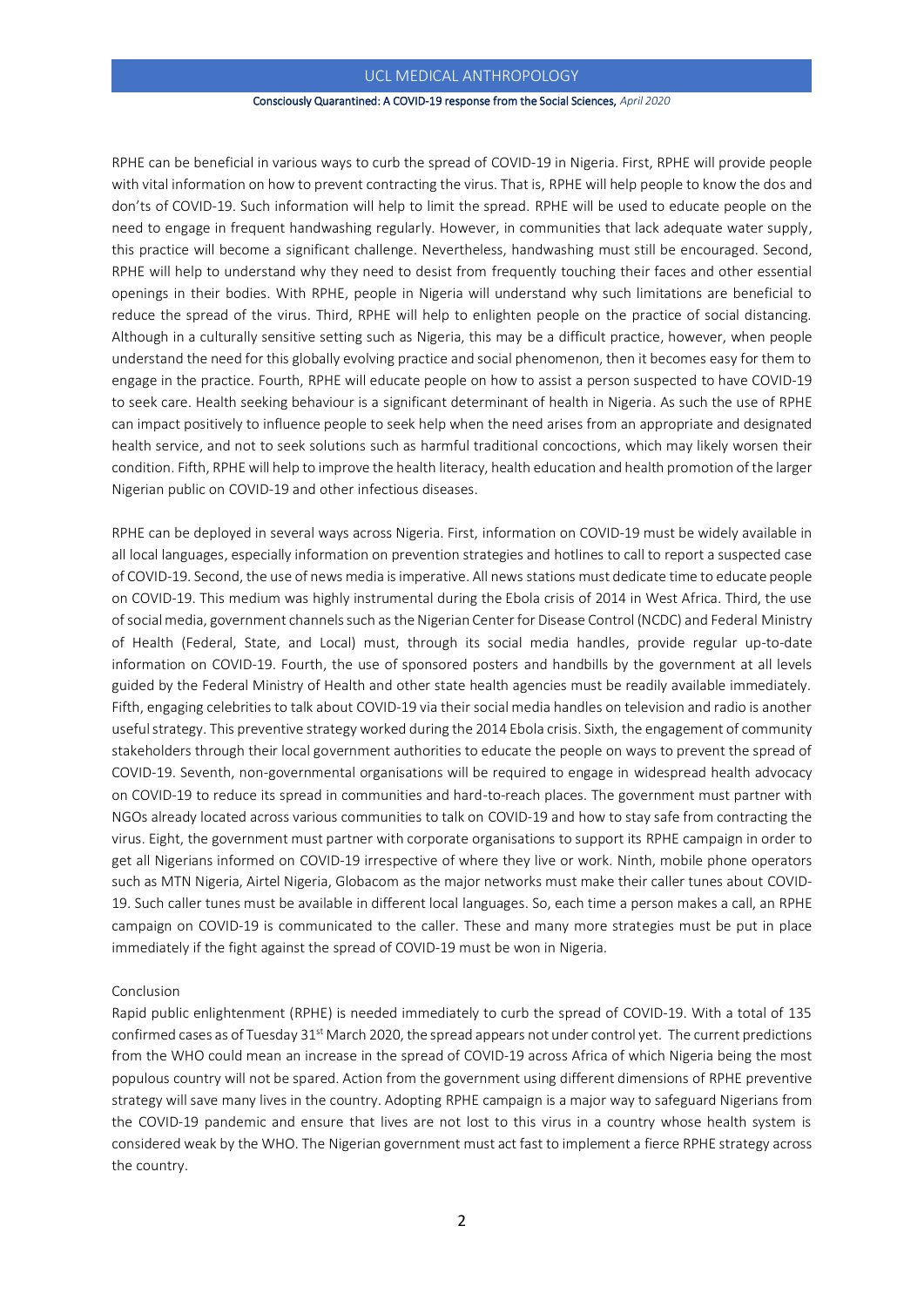RPHE can be beneficial in various ways to curb the spread of COVID-19 in Nigeria. First, RPHE will provide people with vital information on how to prevent contracting the virus. That is, RPHE will help people to know the dos and don'ts of COVID-19. Such information will help to limit the spread. RPHE will be used to educate people on the need to engage in frequent handwashing regularly. However, in communities that lack adequate water supply, this practice will become a significant challenge. Nevertheless, handwashing must still be encouraged. Second, RPHE will help to understand why they need to desist from frequently touching their faces and other essential openings in their bodies. With RPHE, people in Nigeria will understand why such limitations are beneficial to reduce the spread of the virus. Third, RPHE will help to enlighten people on the practice of social distancing. Although in a culturally sensitive setting such as Nigeria, this may be a difficult practice, however, when people understand the need for this globally evolving practice and social phenomenon, then it becomes easy for them to engage in the practice. Fourth, RPHE will educate people on how to assist a person suspected to have COVID-19 to seek care. Health seeking behaviour is a significant determinant of health in Nigeria. As such the use of RPHE can impact positively to influence people to seek help when the need arises from an appropriate and designated health service, and not to seek solutions such as harmful traditional concoctions, which may likely worsen their condition. Fifth, RPHE will help to improve the health literacy, health education and health promotion of the larger Nigerian public on COVID-19 and other infectious diseases.

RPHE can be deployed in several ways across Nigeria. First, information on COVID-19 must be widely available in all local languages, especially information on prevention strategies and hotlines to call to report a suspected case of COVID-19. Second, the use of news media is imperative. All news stations must dedicate time to educate people on COVID-19. This medium was highly instrumental during the Ebola crisis of 2014 in West Africa. Third, the use of social media, government channels such as the Nigerian Center for Disease Control (NCDC) and Federal Ministry of Health (Federal, State, and Local) must, through its social media handles, provide regular up-to-date information on COVID-19. Fourth, the use of sponsored posters and handbills by the government at all levels guided by the Federal Ministry of Health and other state health agencies must be readily available immediately. Fifth, engaging celebrities to talk about COVID-19 via their social media handles on television and radio is another useful strategy. This preventive strategy worked during the 2014 Ebola crisis. Sixth, the engagement of community stakeholders through their local government authorities to educate the people on ways to prevent the spread of COVID-19. Seventh, non-governmental organisations will be required to engage in widespread health advocacy on COVID-19 to reduce its spread in communities and hard-to-reach places. The government must partner with NGOs already located across various communities to talk on COVID-19 and how to stay safe from contracting the virus. Eight, the government must partner with corporate organisations to support its RPHE campaign in order to get all Nigerians informed on COVID-19 irrespective of where they live or work. Ninth, mobile phone operators such as MTN Nigeria, Airtel Nigeria, Globacom as the major networks must make their caller tunes about COVID-19. Such caller tunes must be available in different local languages. So, each time a person makes a call, an RPHE campaign on COVID-19 is communicated to the caller. These and many more strategies must be put in place immediately if the fight against the spread of COVID-19 must be won in Nigeria.

## Conclusion

Rapid public enlightenment (RPHE) is needed immediately to curb the spread of COVID-19. With a total of 135 confirmed cases as of Tuesday 31st March 2020, the spread appears not under control yet. The current predictions from the WHO could mean an increase in the spread of COVID-19 across Africa of which Nigeria being the most populous country will not be spared. Action from the government using different dimensions of RPHE preventive strategy will save many lives in the country. Adopting RPHE campaign is a major way to safeguard Nigerians from the COVID-19 pandemic and ensure that lives are not lost to this virus in a country whose health system is considered weak by the WHO. The Nigerian government must act fast to implement a fierce RPHE strategy across the country.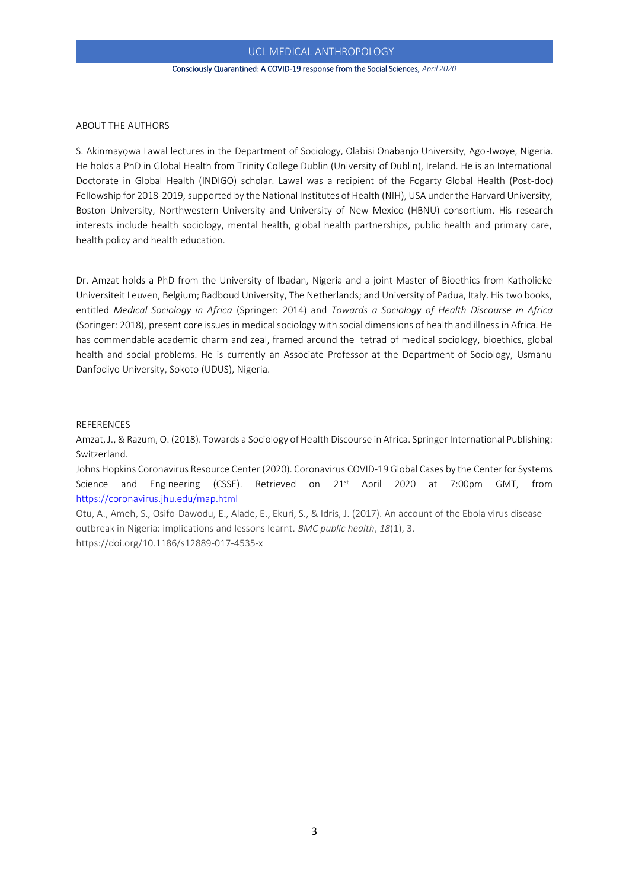## ABOUT THE AUTHORS

S. Akinmayọwa Lawal lectures in the Department of Sociology, Olabisi Onabanjo University, Ago-Iwoye, Nigeria. He holds a PhD in Global Health from Trinity College Dublin (University of Dublin), Ireland. He is an International Doctorate in Global Health (INDIGO) scholar. Lawal was a recipient of the Fogarty Global Health (Post-doc) Fellowship for 2018-2019, supported by the National Institutes of Health (NIH), USA under the Harvard University, Boston University, Northwestern University and University of New Mexico (HBNU) consortium. His research interests include health sociology, mental health, global health partnerships, public health and primary care, health policy and health education.

Dr. Amzat holds a PhD from the University of Ibadan, Nigeria and a joint Master of Bioethics from Katholieke Universiteit Leuven, Belgium; Radboud University, The Netherlands; and University of Padua, Italy. His two books, entitled *Medical Sociology in Africa* (Springer: 2014) and *Towards a Sociology of Health Discourse in Africa* (Springer: 2018), present core issues in medical sociology with social dimensions of health and illness in Africa. He has commendable academic charm and zeal, framed around the tetrad of medical sociology, bioethics, global health and social problems. He is currently an Associate Professor at the Department of Sociology, Usmanu Danfodiyo University, Sokoto (UDUS), Nigeria.

## REFERENCES

Amzat, J., & Razum, O. (2018). Towards a Sociology of Health Discourse in Africa. Springer International Publishing: Switzerland.

Johns Hopkins Coronavirus Resource Center (2020). Coronavirus COVID-19 Global Cases by the Center for Systems Science and Engineering (CSSE). Retrieved on 21st April 2020 at 7:00pm GMT, from https://coronavirus.jhu.edu/map.html

Otu, A., Ameh, S., Osifo-Dawodu, E., Alade, E., Ekuri, S., & Idris, J. (2017). An account of the Ebola virus disease outbreak in Nigeria: implications and lessons learnt. *BMC public health*, *18*(1), 3. https://doi.org/10.1186/s12889-017-4535-x